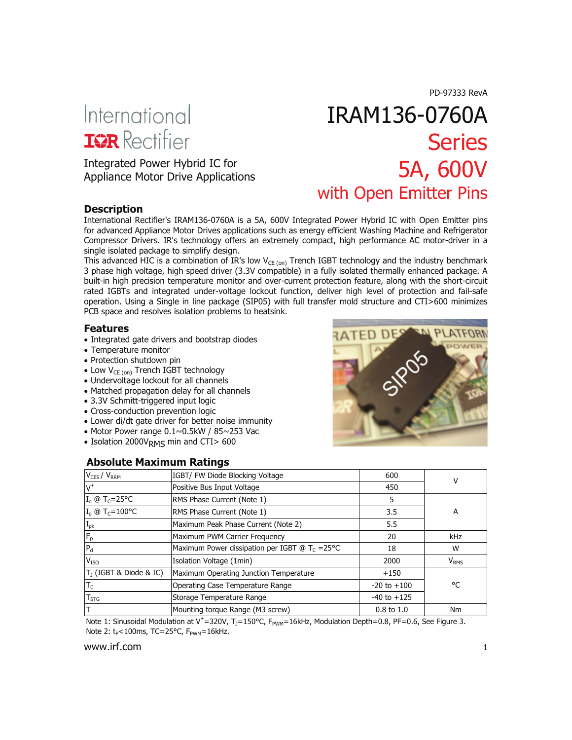PD-97333 RevA

International
IOR Rectifier

Integrated Power Hybrid IC for Appliance Motor Drive Applications

# IRAM136-0760A Series 5A, 600V with Open Emitter Pins

## Description

International Rectifier's IRAM136-0760A is a 5A, 600V Integrated Power Hybrid IC with Open Emitter pins for advanced Appliance Motor Drives applications such as energy efficient Washing Machine and Refrigerator Compressor Drivers. IR's technology offers an extremely compact, high performance AC motor-driver in a single isolated package to simplify design.

This advanced HIC is a combination of IR's low $V_{CE\,(on)}$ Trench IGBT technology and the industry benchmark 3 phase high voltage, high speed driver (3.3V compatible) in a fully isolated thermally enhanced package. A built-in high precision temperature monitor and over-current protection feature, along with the short-circuit rated IGBTs and integrated under-voltage lockout function, deliver high level of protection and fail-safe operation. Using a Single in line package (SIP05) with full transfer mold structure and CTI>600 minimizes PCB space and resolves isolation problems to heatsink.

## Features

- Integrated gate drivers and bootstrap diodes
- Temperature monitor
- Protection shutdown pin
- Low $V_{CE\,(on)}$ Trench IGBT technology
- Undervoltage lockout for all channels
- Matched propagation delay for all channels
- 3.3V Schmitt-triggered input logic
- Cross-conduction prevention logic
- Lower di/dt gate driver for better noise immunity
- Motor Power range 0.1~0.5kW / 85~253 Vac
- Isolation 2000$V_{RMS}$ min and CTI> 600

## Absolute Maximum Ratings

| | | | |
|---|---|---|---|
| $V_{CES}$ / $V_{RRM}$ | IGBT/ FW Diode Blocking Voltage | 600 | V |
| $V^+$ | Positive Bus Input Voltage | 450 | |
| $I_o$ @ $T_C$=25°C | RMS Phase Current (Note 1) | 5 | A |
| $I_o$ @ $T_C$=100°C | RMS Phase Current (Note 1) | 3.5 | |
| $I_{pk}$ | Maximum Peak Phase Current (Note 2) | 5.5 | |
| $F_p$ | Maximum PWM Carrier Frequency | 20 | kHz |
| $P_d$ | Maximum Power dissipation per IGBT @ $T_C$ =25°C | 18 | W |
| $V_{ISO}$ | Isolation Voltage (1min) | 2000 | $V_{RMS}$ |
| $T_J$ (IGBT & Diode & IC) | Maximum Operating Junction Temperature | +150 | °C |
| $T_C$ | Operating Case Temperature Range | -20 to +100 | |
| $T_{STG}$ | Storage Temperature Range | -40 to +125 | |
| T | Mounting torque Range (M3 screw) | 0.8 to 1.0 | Nm |

Note 1: Sinusoidal Modulation at $V^+$=320V, $T_J$=150°C, $F_{PWM}$=16kHz, Modulation Depth=0.8, PF=0.6, See Figure 3.
Note 2: $t_P$<100ms, TC=25°C, $F_{PWM}$=16kHz.

www.irf.com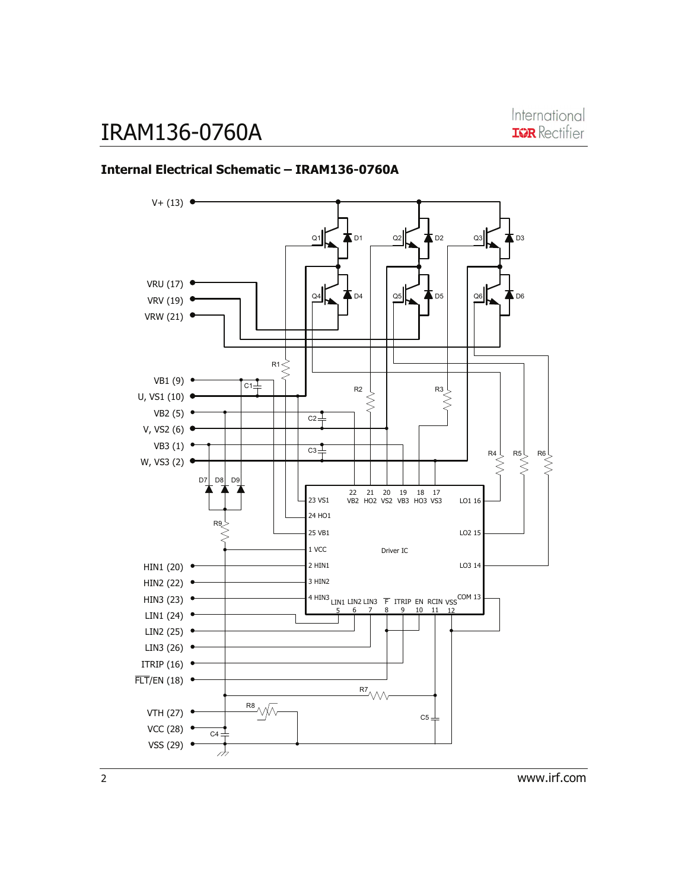## Internal Electrical Schematic – IRAM136-0760A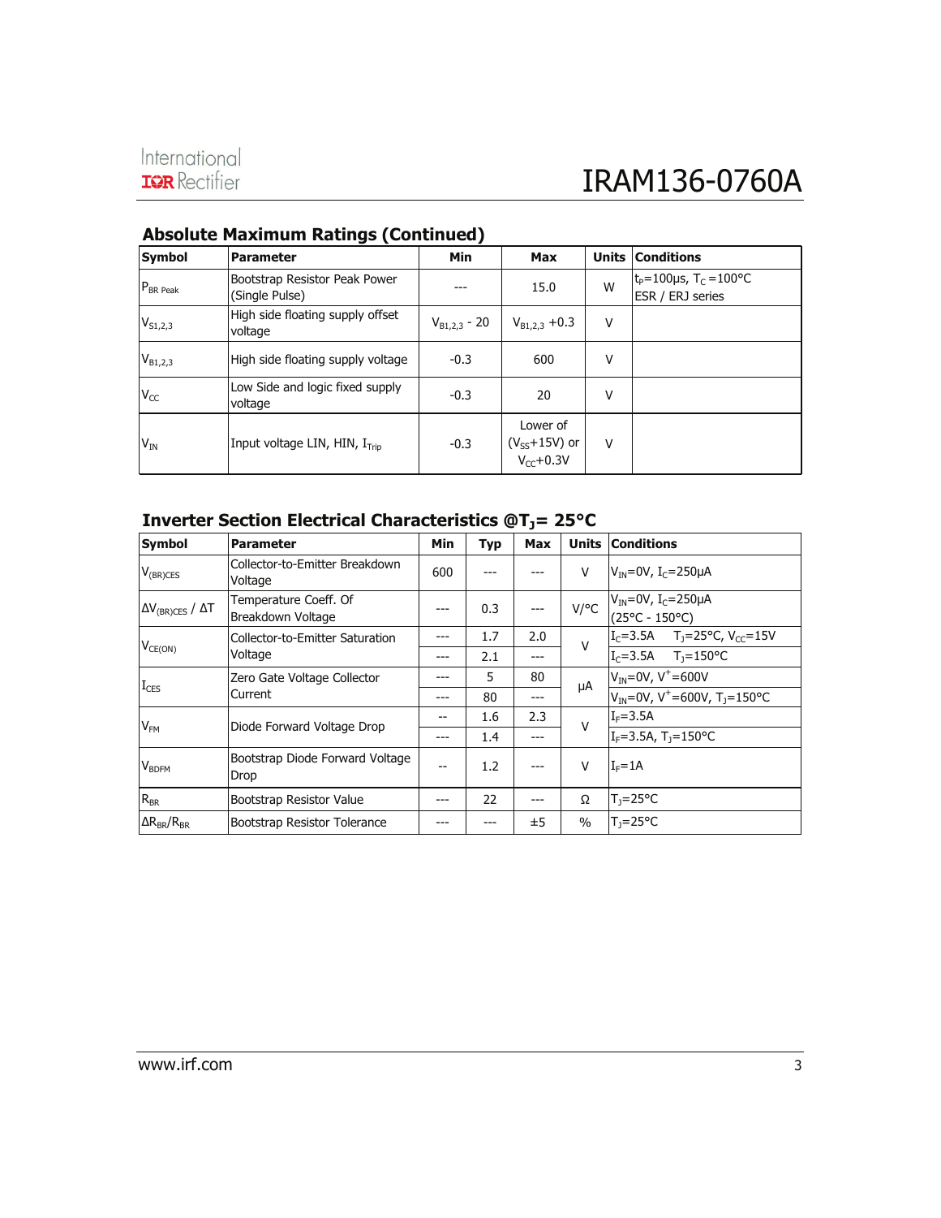## Absolute Maximum Ratings (Continued)

| Symbol | Parameter | Min | Max | Units | Conditions |
|---|---|---|---|---|---|
| $P_{BR\ Peak}$ | Bootstrap Resistor Peak Power (Single Pulse) | --- | 15.0 | W | $t_P$=100µs, $T_C$=100°C ESR / ERJ series |
| $V_{S1,2,3}$ | High side floating supply offset voltage | $V_{B1,2,3}$ - 20 | $V_{B1,2,3}$ +0.3 | V | |
| $V_{B1,2,3}$ | High side floating supply voltage | -0.3 | 600 | V | |
| $V_{CC}$ | Low Side and logic fixed supply voltage | -0.3 | 20 | V | |
| $V_{IN}$ | Input voltage LIN, HIN, $I_{Trip}$ | -0.3 | Lower of ($V_{SS}$+15V) or $V_{CC}$+0.3V | V | |

## Inverter Section Electrical Characteristics @$T_J$= 25°C

| Symbol | Parameter | Min | Typ | Max | Units | Conditions |
|---|---|---|---|---|---|---|
| $V_{(BR)CES}$ | Collector-to-Emitter Breakdown Voltage | 600 | --- | --- | V | $V_{IN}$=0V, $I_C$=250µA |
| $\Delta V_{(BR)CES} / \Delta T$ | Temperature Coeff. Of Breakdown Voltage | --- | 0.3 | --- | V/°C | $V_{IN}$=0V, $I_C$=250µA (25°C - 150°C) |
| $V_{CE(ON)}$ | Collector-to-Emitter Saturation Voltage | --- | 1.7 | 2.0 | V | $I_C$=3.5A $T_J$=25°C, $V_{CC}$=15V |
| | | --- | 2.1 | --- | | $I_C$=3.5A $T_J$=150°C |
| $I_{CES}$ | Zero Gate Voltage Collector Current | --- | 5 | 80 | µA | $V_{IN}$=0V, $V^+$=600V |
| | | --- | 80 | --- | | $V_{IN}$=0V, $V^+$=600V, $T_J$=150°C |
| $V_{FM}$ | Diode Forward Voltage Drop | -- | 1.6 | 2.3 | V | $I_F$=3.5A |
| | | --- | 1.4 | --- | | $I_F$=3.5A, $T_J$=150°C |
| $V_{BDFM}$ | Bootstrap Diode Forward Voltage Drop | -- | 1.2 | --- | V | $I_F$=1A |
| $R_{BR}$ | Bootstrap Resistor Value | --- | 22 | --- | Ω | $T_J$=25°C |
| $\Delta R_{BR}/R_{BR}$ | Bootstrap Resistor Tolerance | --- | --- | ±5 | % | $T_J$=25°C |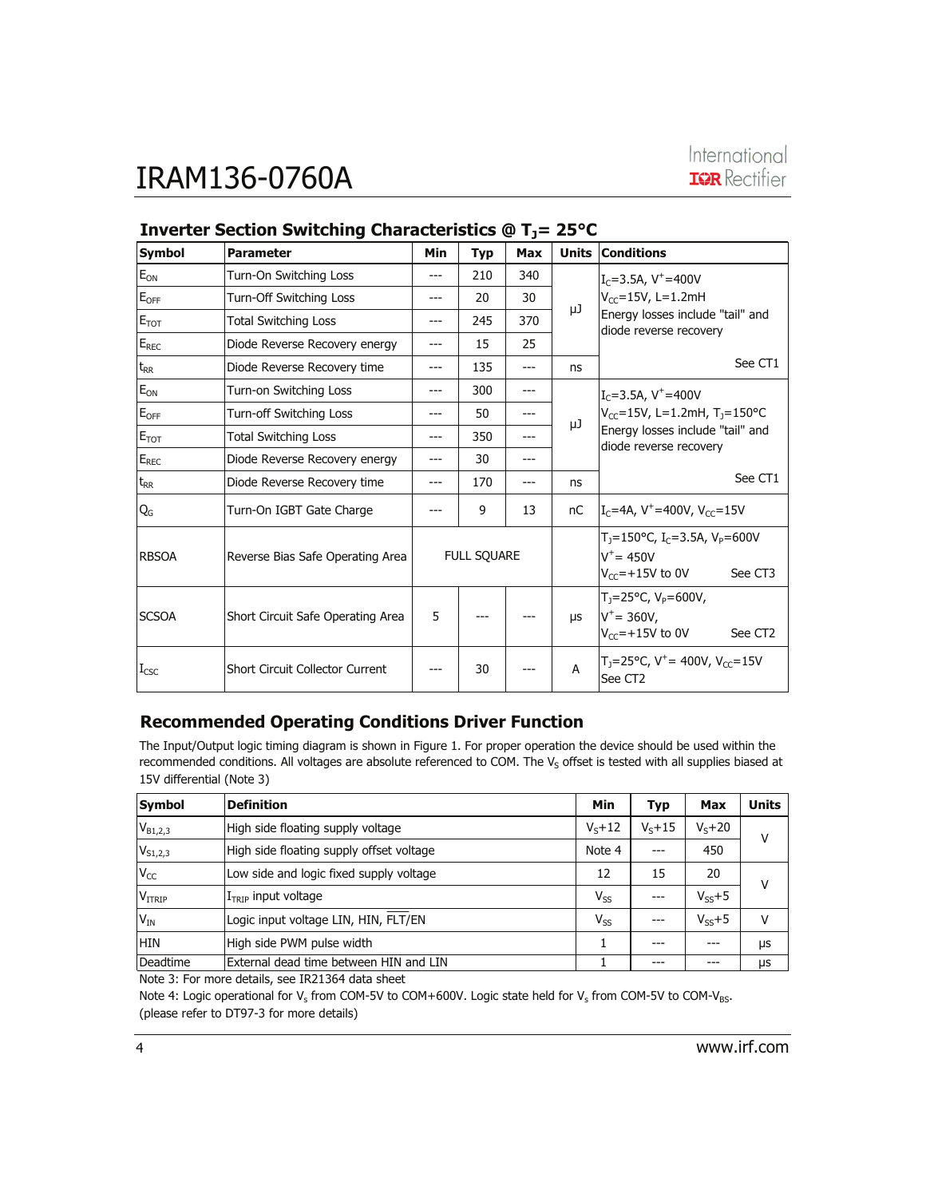## Inverter Section Switching Characteristics @ $T_J$= 25°C

| Symbol | Parameter | Min | Typ | Max | Units | Conditions |
|---|---|---|---|---|---|---|
| $E_{ON}$ | Turn-On Switching Loss | --- | 210 | 340 | µJ | $I_C$=3.5A, $V^+$=400V<br>$V_{CC}$=15V, L=1.2mH<br>Energy losses include "tail" and diode reverse recovery |
| $E_{OFF}$ | Turn-Off Switching Loss | --- | 20 | 30 | | |
| $E_{TOT}$ | Total Switching Loss | --- | 245 | 370 | | |
| $E_{REC}$ | Diode Reverse Recovery energy | --- | 15 | 25 | | |
| $t_{RR}$ | Diode Reverse Recovery time | --- | 135 | --- | ns | See CT1 |
| $E_{ON}$ | Turn-on Switching Loss | --- | 300 | --- | µJ | $I_C$=3.5A, $V^+$=400V<br>$V_{CC}$=15V, L=1.2mH, $T_J$=150°C<br>Energy losses include "tail" and diode reverse recovery |
| $E_{OFF}$ | Turn-off Switching Loss | --- | 50 | --- | | |
| $E_{TOT}$ | Total Switching Loss | --- | 350 | --- | | |
| $E_{REC}$ | Diode Reverse Recovery energy | --- | 30 | --- | | |
| $t_{RR}$ | Diode Reverse Recovery time | --- | 170 | --- | ns | See CT1 |
| $Q_G$ | Turn-On IGBT Gate Charge | --- | 9 | 13 | nC | $I_C$=4A, $V^+$=400V, $V_{CC}$=15V |
| RBSOA | Reverse Bias Safe Operating Area | FULL SQUARE | | | | $T_J$=150°C, $I_C$=3.5A, $V_P$=600V<br>$V^+$= 450V<br>$V_{CC}$=+15V to 0V See CT3 |
| SCSOA | Short Circuit Safe Operating Area | 5 | --- | --- | µs | $T_J$=25°C, $V_P$=600V,<br>$V^+$= 360V,<br>$V_{CC}$=+15V to 0V See CT2 |
| $I_{CSC}$ | Short Circuit Collector Current | --- | 30 | --- | A | $T_J$=25°C, $V^+$= 400V, $V_{CC}$=15V<br>See CT2 |

## Recommended Operating Conditions Driver Function

The Input/Output logic timing diagram is shown in Figure 1. For proper operation the device should be used within the recommended conditions. All voltages are absolute referenced to COM. The $V_S$ offset is tested with all supplies biased at 15V differential (Note 3)

| Symbol | Definition | Min | Typ | Max | Units |
|---|---|---|---|---|---|
| $V_{B1,2,3}$ | High side floating supply voltage | $V_S$+12 | $V_S$+15 | $V_S$+20 | V |
| $V_{S1,2,3}$ | High side floating supply offset voltage | Note 4 | --- | 450 | |
| $V_{CC}$ | Low side and logic fixed supply voltage | 12 | 15 | 20 | V |
| $V_{ITRIP}$ | $I_{TRIP}$ input voltage | $V_{SS}$ | --- | $V_{SS}$+5 | |
| $V_{IN}$ | Logic input voltage LIN, HIN, $\overline{FLT}$/EN | $V_{SS}$ | --- | $V_{SS}$+5 | V |
| HIN | High side PWM pulse width | 1 | --- | --- | µs |
| Deadtime | External dead time between HIN and LIN | 1 | --- | --- | µs |

Note 3: For more details, see IR21364 data sheet

Note 4: Logic operational for $V_s$ from COM-5V to COM+600V. Logic state held for $V_s$ from COM-5V to COM-$V_{BS}$. (please refer to DT97-3 for more details)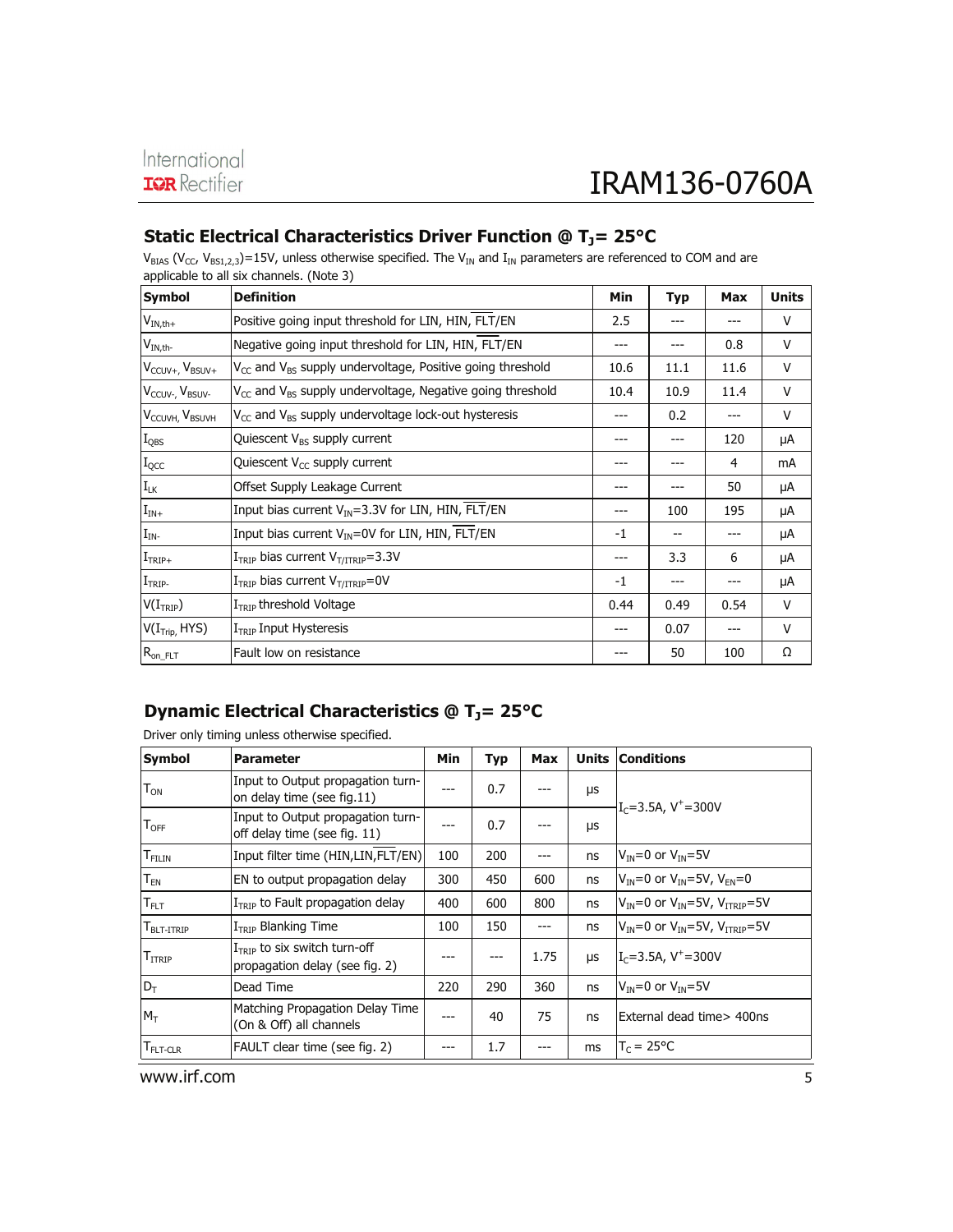## Static Electrical Characteristics Driver Function @ $T_J$= 25°C

$V_{BIAS}$ ($V_{CC}$, $V_{BS1,2,3}$)=15V, unless otherwise specified. The $V_{IN}$ and $I_{IN}$ parameters are referenced to COM and are applicable to all six channels. (Note 3)

| Symbol | Definition | Min | Typ | Max | Units |
|---|---|---|---|---|---|
| $V_{IN,th+}$ | Positive going input threshold for LIN, HIN, $\overline{FLT}$/EN | 2.5 | --- | --- | V |
| $V_{IN,th-}$ | Negative going input threshold for LIN, HIN, $\overline{FLT}$/EN | --- | --- | 0.8 | V |
| $V_{CCUV+}$, $V_{BSUV+}$ | $V_{CC}$ and $V_{BS}$ supply undervoltage, Positive going threshold | 10.6 | 11.1 | 11.6 | V |
| $V_{CCUV-}$, $V_{BSUV-}$ | $V_{CC}$ and $V_{BS}$ supply undervoltage, Negative going threshold | 10.4 | 10.9 | 11.4 | V |
| $V_{CCUVH}$, $V_{BSUVH}$ | $V_{CC}$ and $V_{BS}$ supply undervoltage lock-out hysteresis | --- | 0.2 | --- | V |
| $I_{QBS}$ | Quiescent $V_{BS}$ supply current | --- | --- | 120 | μA |
| $I_{QCC}$ | Quiescent $V_{CC}$ supply current | --- | --- | 4 | mA |
| $I_{LK}$ | Offset Supply Leakage Current | --- | --- | 50 | μA |
| $I_{IN+}$ | Input bias current $V_{IN}$=3.3V for LIN, HIN, $\overline{FLT}$/EN | --- | 100 | 195 | μA |
| $I_{IN-}$ | Input bias current $V_{IN}$=0V for LIN, HIN, $\overline{FLT}$/EN | -1 | -- | --- | μA |
| $I_{TRIP+}$ | $I_{TRIP}$ bias current $V_{T/ITRIP}$=3.3V | --- | 3.3 | 6 | μA |
| $I_{TRIP-}$ | $I_{TRIP}$ bias current $V_{T/ITRIP}$=0V | -1 | --- | --- | μA |
| $V(I_{TRIP})$ | $I_{TRIP}$ threshold Voltage | 0.44 | 0.49 | 0.54 | V |
| $V(I_{Trip}, HYS)$ | $I_{TRIP}$ Input Hysteresis | --- | 0.07 | --- | V |
| $R_{on\_FLT}$ | Fault low on resistance | --- | 50 | 100 | Ω |

## Dynamic Electrical Characteristics @ $T_J$= 25°C

Driver only timing unless otherwise specified.

| Symbol | Parameter | Min | Typ | Max | Units | Conditions |
|---|---|---|---|---|---|---|
| $T_{ON}$ | Input to Output propagation turn-on delay time (see fig.11) | --- | 0.7 | --- | μs | $I_C$=3.5A, $V^+$=300V |
| $T_{OFF}$ | Input to Output propagation turn-off delay time (see fig. 11) | --- | 0.7 | --- | μs | |
| $T_{FILIN}$ | Input filter time (HIN,LIN,$\overline{FLT}$/EN) | 100 | 200 | --- | ns | $V_{IN}$=0 or $V_{IN}$=5V |
| $T_{EN}$ | EN to output propagation delay | 300 | 450 | 600 | ns | $V_{IN}$=0 or $V_{IN}$=5V, $V_{EN}$=0 |
| $T_{FLT}$ | $I_{TRIP}$ to Fault propagation delay | 400 | 600 | 800 | ns | $V_{IN}$=0 or $V_{IN}$=5V, $V_{ITRIP}$=5V |
| $T_{BLT\text{-}ITRIP}$ | $I_{TRIP}$ Blanking Time | 100 | 150 | --- | ns | $V_{IN}$=0 or $V_{IN}$=5V, $V_{ITRIP}$=5V |
| $T_{ITRIP}$ | $I_{TRIP}$ to six switch turn-off propagation delay (see fig. 2) | --- | --- | 1.75 | μs | $I_C$=3.5A, $V^+$=300V |
| $D_T$ | Dead Time | 220 | 290 | 360 | ns | $V_{IN}$=0 or $V_{IN}$=5V |
| $M_T$ | Matching Propagation Delay Time (On & Off) all channels | --- | 40 | 75 | ns | External dead time> 400ns |
| $T_{FLT\text{-}CLR}$ | FAULT clear time (see fig. 2) | --- | 1.7 | --- | ms | $T_C$ = 25°C |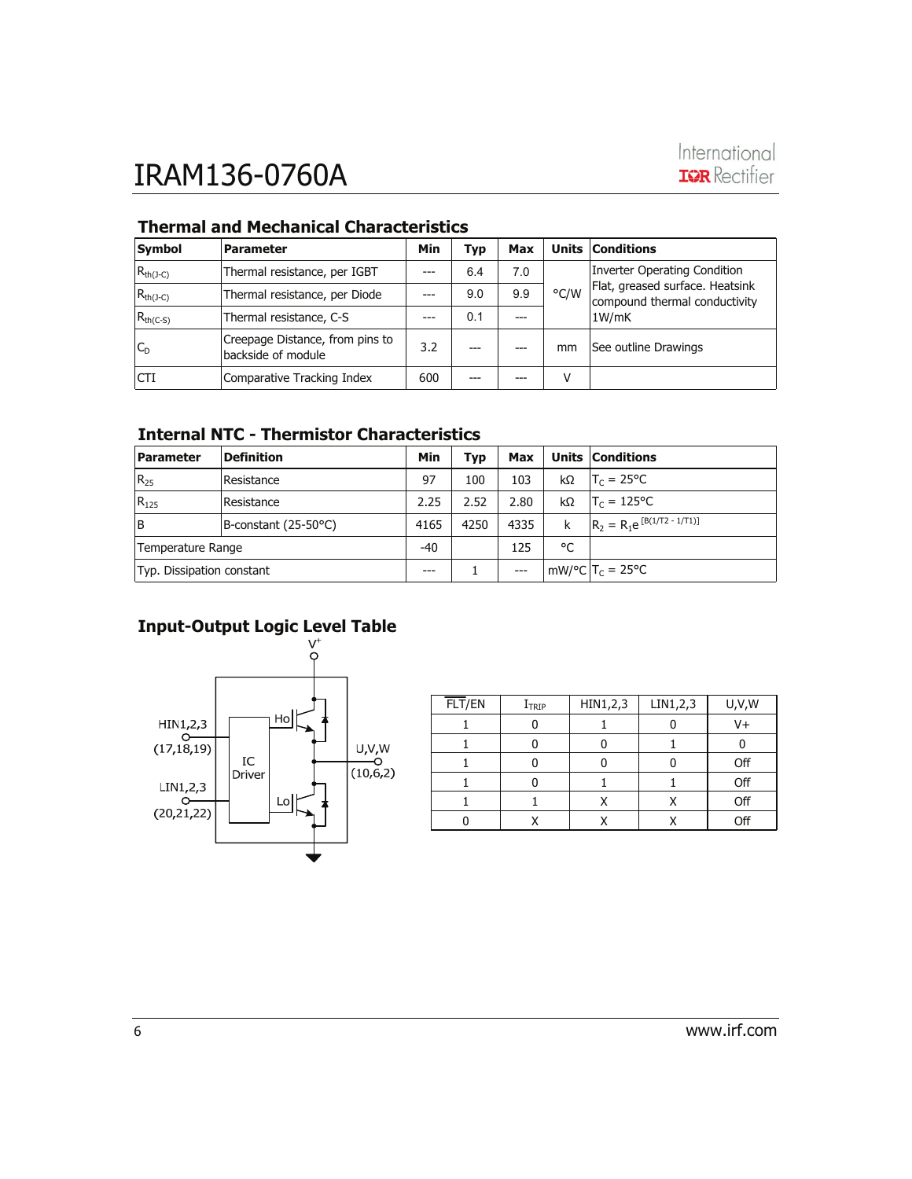## Thermal and Mechanical Characteristics

| Symbol | Parameter | Min | Typ | Max | Units | Conditions |
|---|---|---|---|---|---|---|
| $R_{th(J-C)}$ | Thermal resistance, per IGBT | --- | 6.4 | 7.0 | °C/W | Inverter Operating Condition Flat, greased surface. Heatsink compound thermal conductivity 1W/mK |
| $R_{th(J-C)}$ | Thermal resistance, per Diode | --- | 9.0 | 9.9 | | |
| $R_{th(C-S)}$ | Thermal resistance, C-S | --- | 0.1 | --- | | |
| $C_D$ | Creepage Distance, from pins to backside of module | 3.2 | --- | --- | mm | See outline Drawings |
| CTI | Comparative Tracking Index | 600 | --- | --- | V | |

## Internal NTC - Thermistor Characteristics

| Parameter | Definition | Min | Typ | Max | Units | Conditions |
|---|---|---|---|---|---|---|
| $R_{25}$ | Resistance | 97 | 100 | 103 | kΩ | $T_C$ = 25°C |
| $R_{125}$ | Resistance | 2.25 | 2.52 | 2.80 | kΩ | $T_C$ = 125°C |
| B | B-constant (25-50°C) | 4165 | 4250 | 4335 | k | $R_2 = R_1 e^{[B(1/T2 - 1/T1)]}$ |
| Temperature Range | | -40 | | 125 | °C | |
| Typ. Dissipation constant | | --- | 1 | --- | mW/°C | $T_C$ = 25°C |

## Input-Output Logic Level Table

V+

HIN1,2,3 (17,18,19)

LIN1,2,3 (20,21,22)

IC Driver

Ho

Lo

U,V,W (10,6,2)

| $\overline{FLT}$/EN | $I_{TRIP}$ | HIN1,2,3 | LIN1,2,3 | U,V,W |
|---|---|---|---|---|
| 1 | 0 | 1 | 0 | V+ |
| 1 | 0 | 0 | 1 | 0 |
| 1 | 0 | 0 | 0 | Off |
| 1 | 0 | 1 | 1 | Off |
| 1 | 1 | X | X | Off |
| 0 | X | X | X | Off |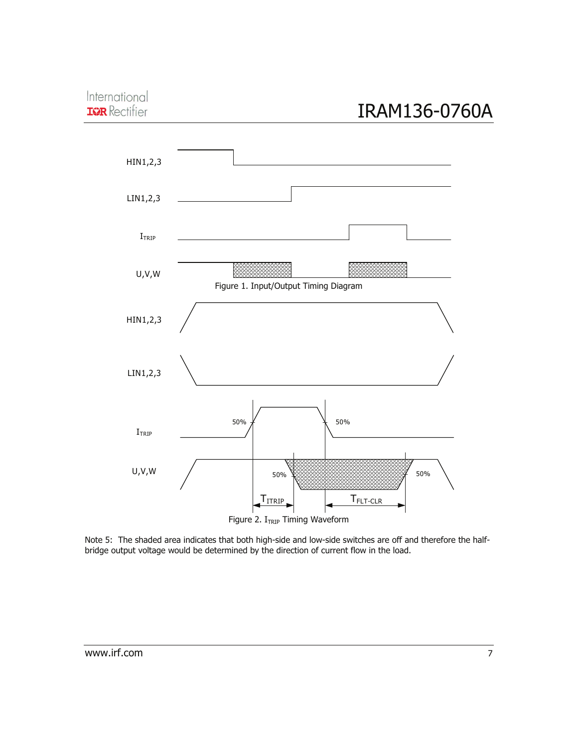Figure 1. Input/Output Timing Diagram

Figure 2. $I_{TRIP}$ Timing Waveform

Note 5: The shaded area indicates that both high-side and low-side switches are off and therefore the half-bridge output voltage would be determined by the direction of current flow in the load.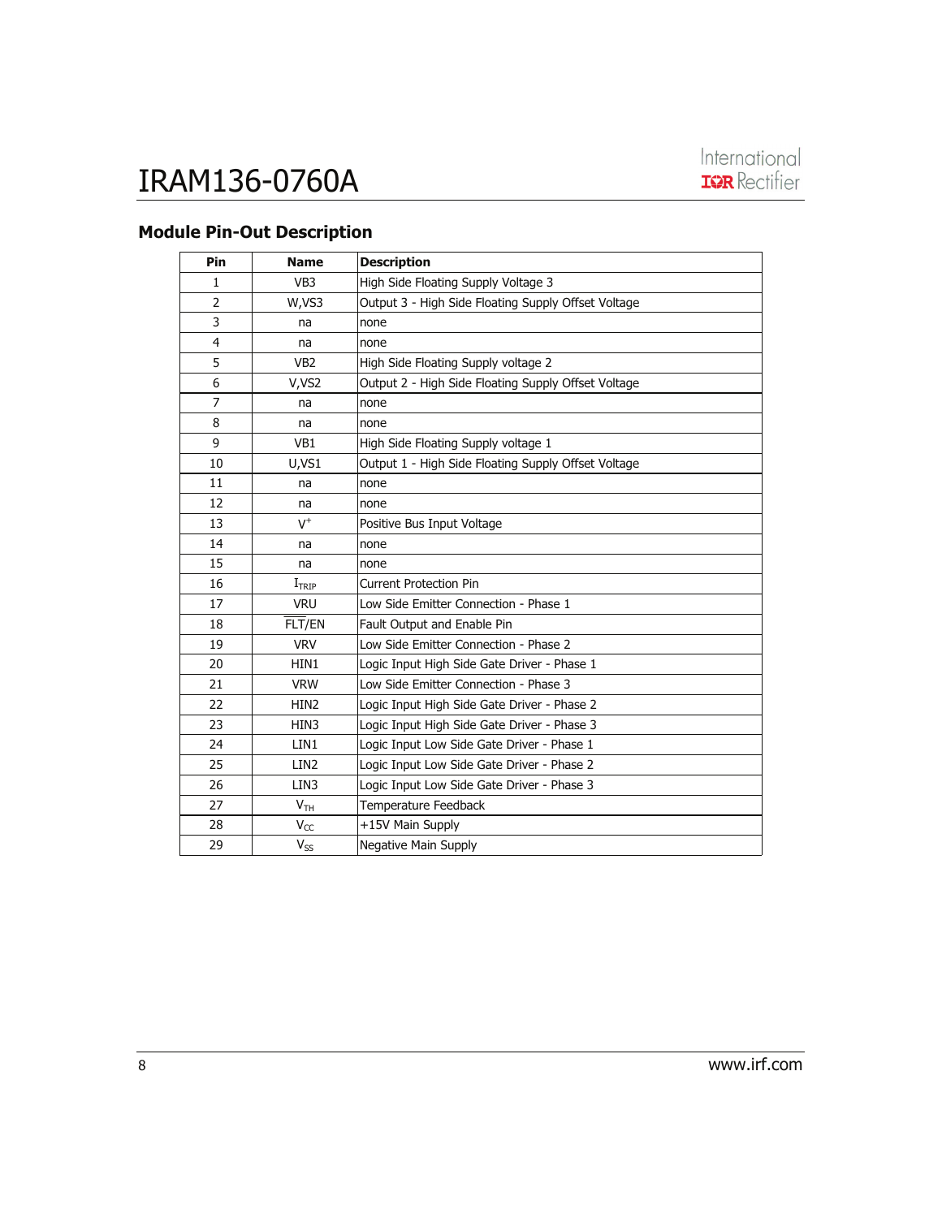## Module Pin-Out Description

| Pin | Name | Description |
|---|---|---|
| 1 | VB3 | High Side Floating Supply Voltage 3 |
| 2 | W,VS3 | Output 3 - High Side Floating Supply Offset Voltage |
| 3 | na | none |
| 4 | na | none |
| 5 | VB2 | High Side Floating Supply voltage 2 |
| 6 | V,VS2 | Output 2 - High Side Floating Supply Offset Voltage |
| 7 | na | none |
| 8 | na | none |
| 9 | VB1 | High Side Floating Supply voltage 1 |
| 10 | U,VS1 | Output 1 - High Side Floating Supply Offset Voltage |
| 11 | na | none |
| 12 | na | none |
| 13 | $V^+$ | Positive Bus Input Voltage |
| 14 | na | none |
| 15 | na | none |
| 16 | $I_{TRIP}$ | Current Protection Pin |
| 17 | VRU | Low Side Emitter Connection - Phase 1 |
| 18 | $\overline{FLT}$/EN | Fault Output and Enable Pin |
| 19 | VRV | Low Side Emitter Connection - Phase 2 |
| 20 | HIN1 | Logic Input High Side Gate Driver - Phase 1 |
| 21 | VRW | Low Side Emitter Connection - Phase 3 |
| 22 | HIN2 | Logic Input High Side Gate Driver - Phase 2 |
| 23 | HIN3 | Logic Input High Side Gate Driver - Phase 3 |
| 24 | LIN1 | Logic Input Low Side Gate Driver - Phase 1 |
| 25 | LIN2 | Logic Input Low Side Gate Driver - Phase 2 |
| 26 | LIN3 | Logic Input Low Side Gate Driver - Phase 3 |
| 27 | $V_{TH}$ | Temperature Feedback |
| 28 | $V_{CC}$ | +15V Main Supply |
| 29 | $V_{SS}$ | Negative Main Supply |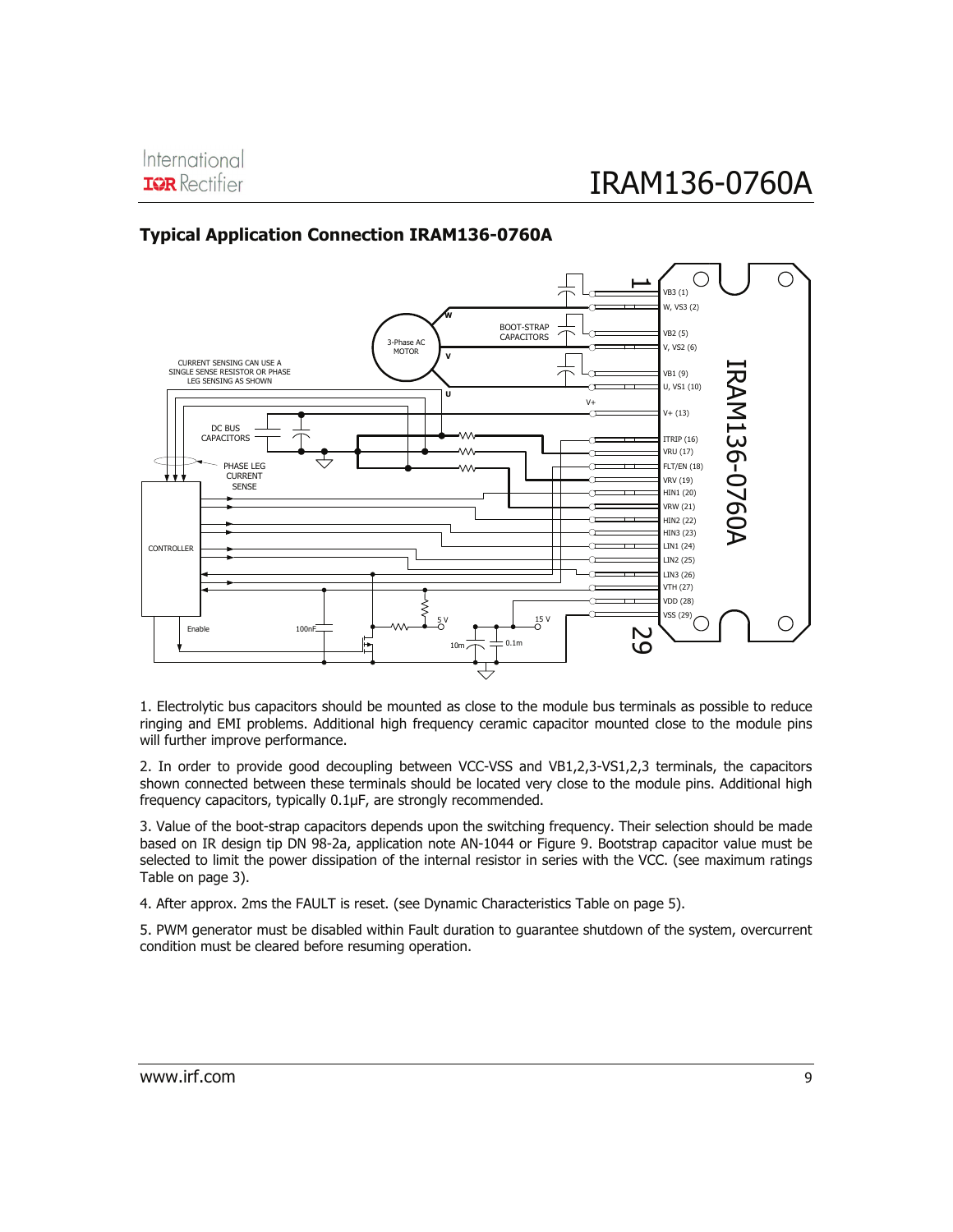## Typical Application Connection IRAM136-0760A

1. Electrolytic bus capacitors should be mounted as close to the module bus terminals as possible to reduce ringing and EMI problems. Additional high frequency ceramic capacitor mounted close to the module pins will further improve performance.

2. In order to provide good decoupling between VCC-VSS and VB1,2,3-VS1,2,3 terminals, the capacitors shown connected between these terminals should be located very close to the module pins. Additional high frequency capacitors, typically 0.1µF, are strongly recommended.

3. Value of the boot-strap capacitors depends upon the switching frequency. Their selection should be made based on IR design tip DN 98-2a, application note AN-1044 or Figure 9. Bootstrap capacitor value must be selected to limit the power dissipation of the internal resistor in series with the VCC. (see maximum ratings Table on page 3).

4. After approx. 2ms the FAULT is reset. (see Dynamic Characteristics Table on page 5).

5. PWM generator must be disabled within Fault duration to guarantee shutdown of the system, overcurrent condition must be cleared before resuming operation.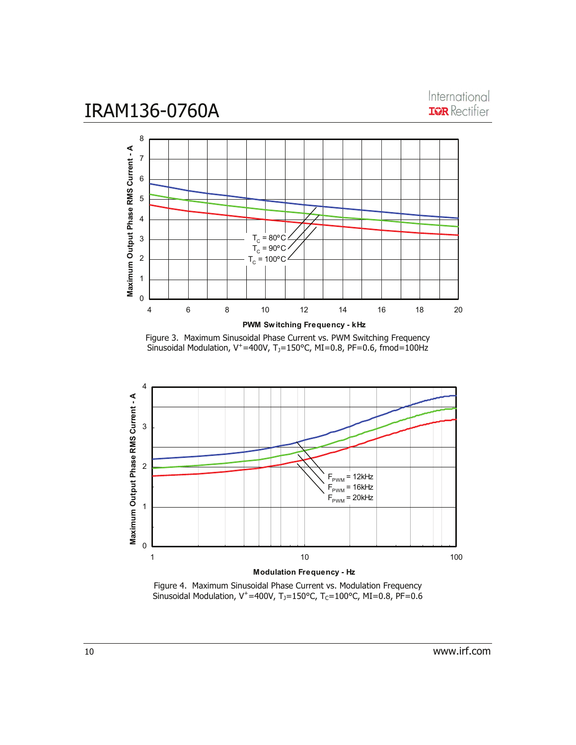Figure 3. Maximum Sinusoidal Phase Current vs. PWM Switching Frequency
Sinusoidal Modulation, $V^{+}$=400V, $T_J$=150°C, MI=0.8, PF=0.6, fmod=100Hz

Figure 4. Maximum Sinusoidal Phase Current vs. Modulation Frequency
Sinusoidal Modulation, $V^{+}$=400V, $T_J$=150°C, $T_C$=100°C, MI=0.8, PF=0.6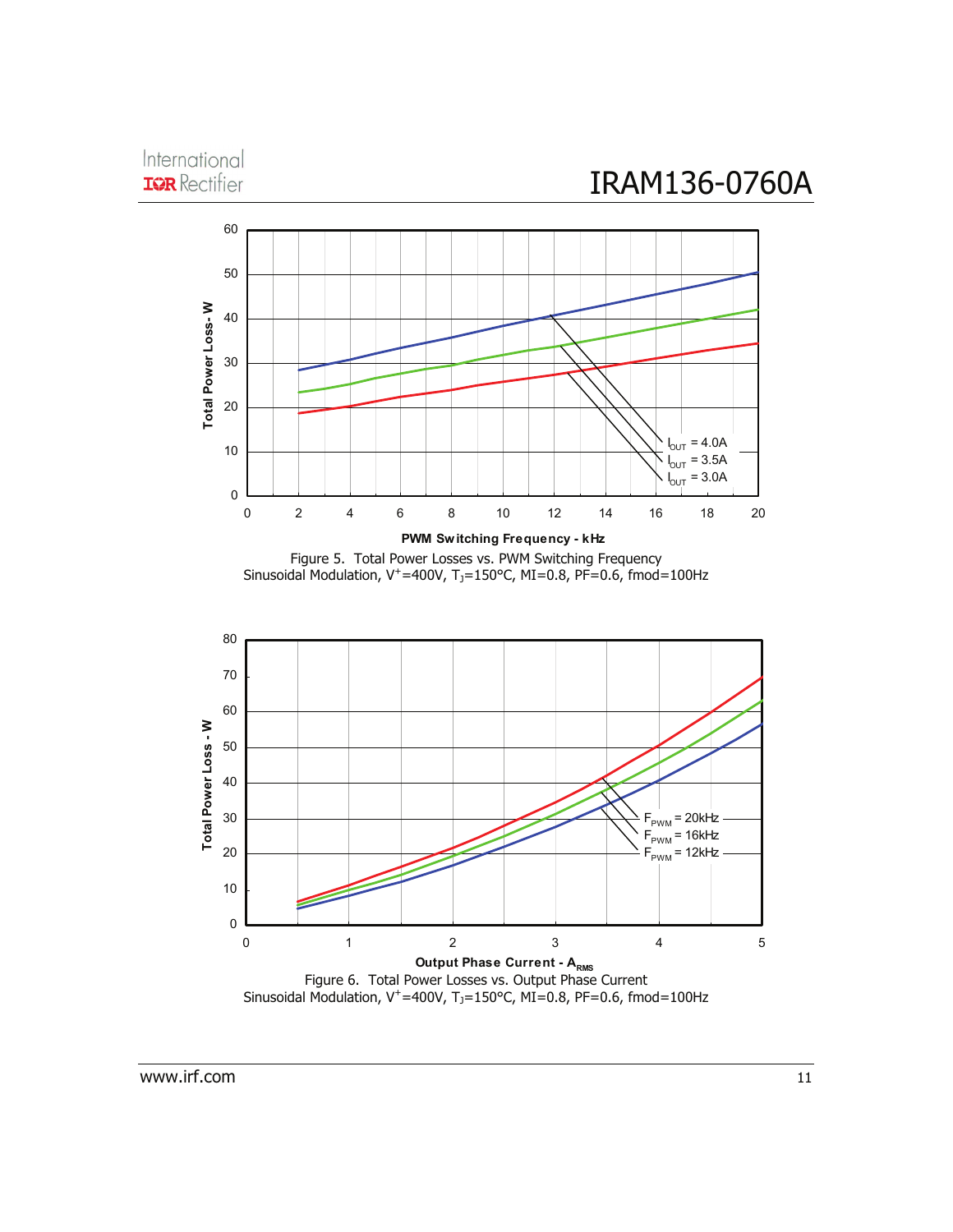Figure 5. Total Power Losses vs. PWM Switching Frequency
Sinusoidal Modulation, $V^{+}$=400V, $T_J$=150°C, MI=0.8, PF=0.6, fmod=100Hz

Figure 6. Total Power Losses vs. Output Phase Current
Sinusoidal Modulation, $V^{+}$=400V, $T_J$=150°C, MI=0.8, PF=0.6, fmod=100Hz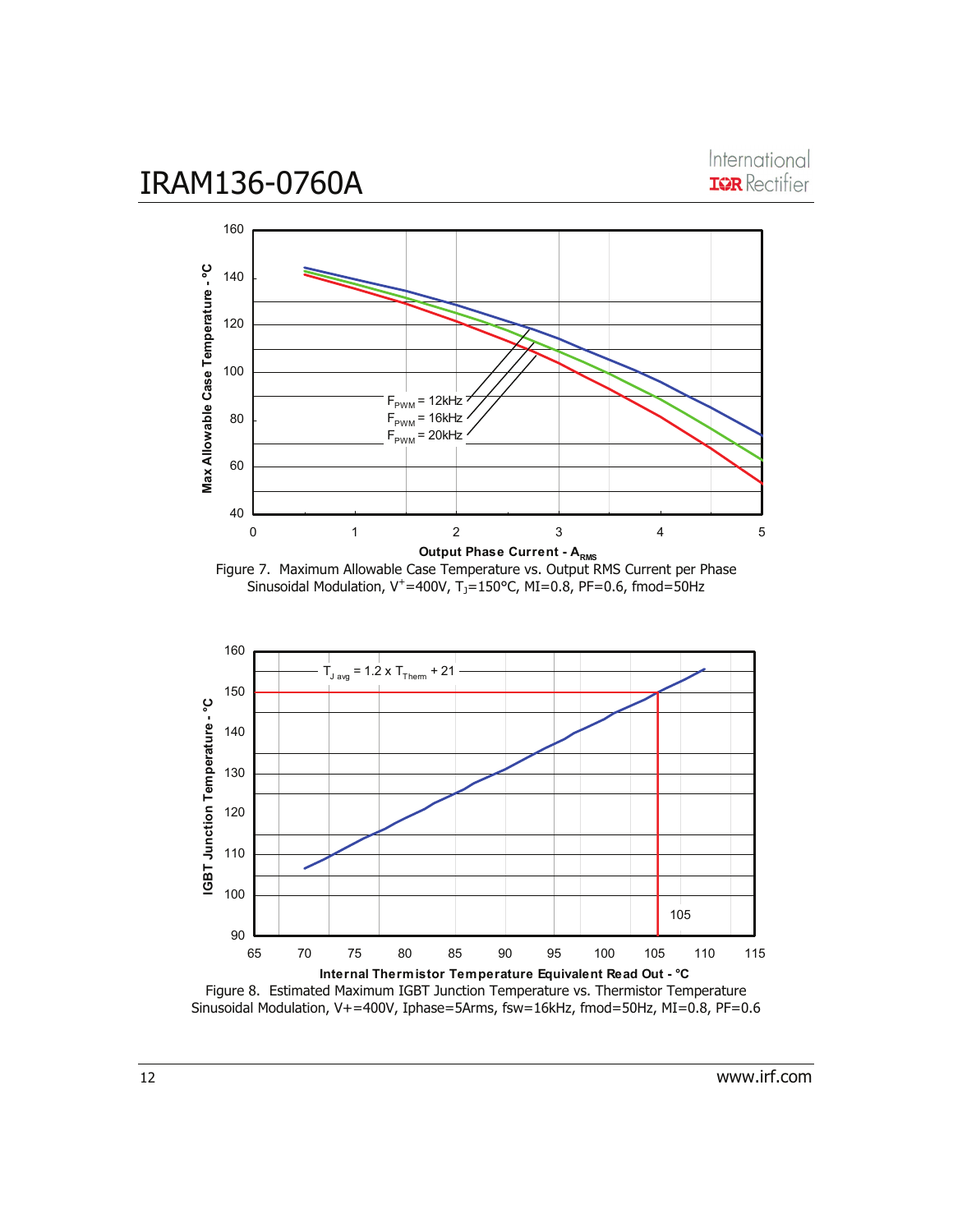Figure 7. Maximum Allowable Case Temperature vs. Output RMS Current per Phase
Sinusoidal Modulation, $V^+$=400V, $T_J$=150°C, MI=0.8, PF=0.6, fmod=50Hz

Figure 8. Estimated Maximum IGBT Junction Temperature vs. Thermistor Temperature
Sinusoidal Modulation, V+=400V, Iphase=5Arms, fsw=16kHz, fmod=50Hz, MI=0.8, PF=0.6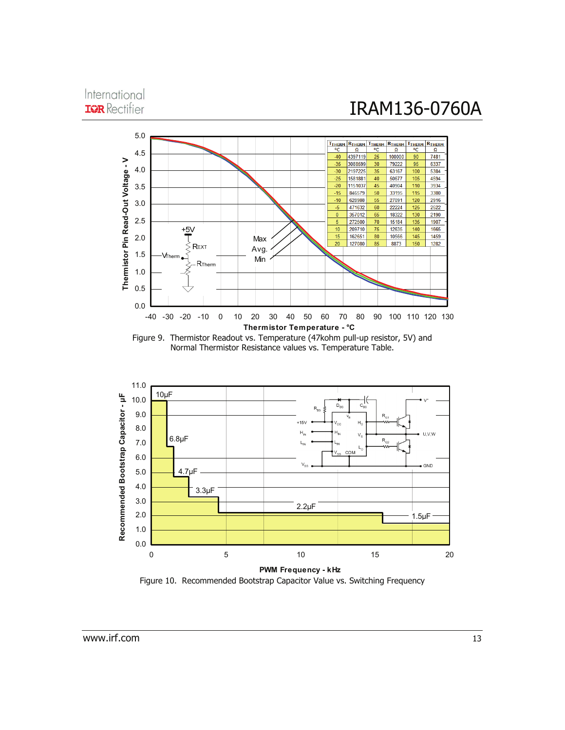| $T_{THERM}$ °C | $R_{THERM}$ Ω | $T_{THERM}$ °C | $R_{THERM}$ Ω | $T_{THERM}$ °C | $R_{THERM}$ Ω |
|---|---|---|---|---|---|
| -40 | 4397119 | 25 | 100000 | 90 | 7481 |
| -35 | 3088599 | 30 | 79222 | 95 | 6337 |
| -30 | 2197225 | 35 | 63167 | 100 | 5384 |
| -25 | 1581881 | 40 | 50677 | 105 | 4594 |
| -20 | 1151037 | 45 | 40904 | 110 | 3934 |
| -15 | 846579 | 50 | 33195 | 115 | 3380 |
| -10 | 628988 | 55 | 27091 | 120 | 2916 |
| -5 | 471632 | 60 | 22224 | 125 | 2522 |
| 0 | 357012 | 65 | 18322 | 130 | 2190 |
| 5 | 272500 | 70 | 15184 | 135 | 1907 |
| 10 | 209710 | 75 | 12635 | 140 | 1665 |
| 15 | 162651 | 80 | 10566 | 145 | 1459 |
| 20 | 127080 | 85 | 8873 | 150 | 1282 |

Figure 9. Thermistor Readout vs. Temperature (47kohm pull-up resistor, 5V) and Normal Thermistor Resistance values vs. Temperature Table.

Figure 10. Recommended Bootstrap Capacitor Value vs. Switching Frequency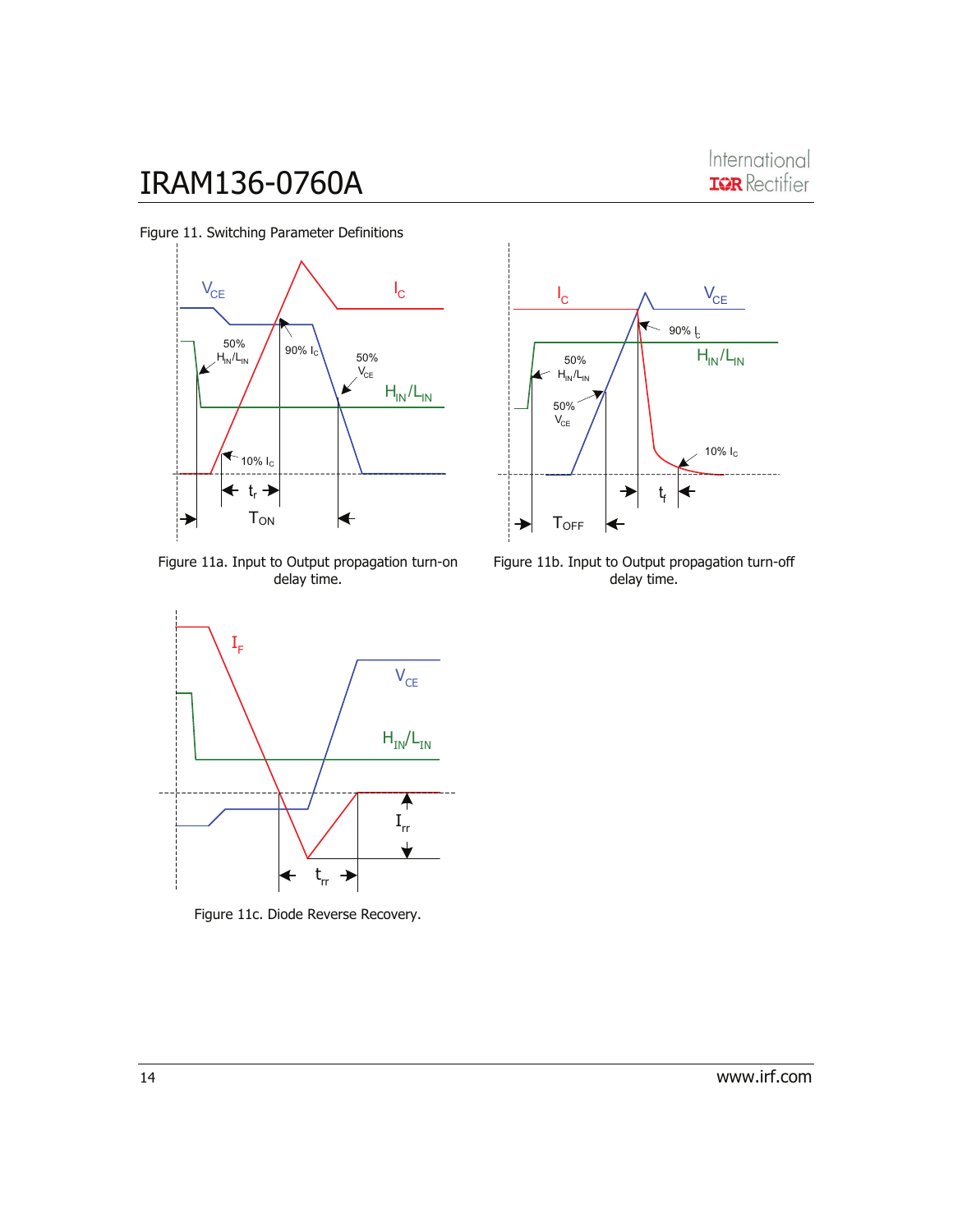Figure 11. Switching Parameter Definitions

Figure 11a. Input to Output propagation turn-on delay time.

Figure 11b. Input to Output propagation turn-off delay time.

Figure 11c. Diode Reverse Recovery.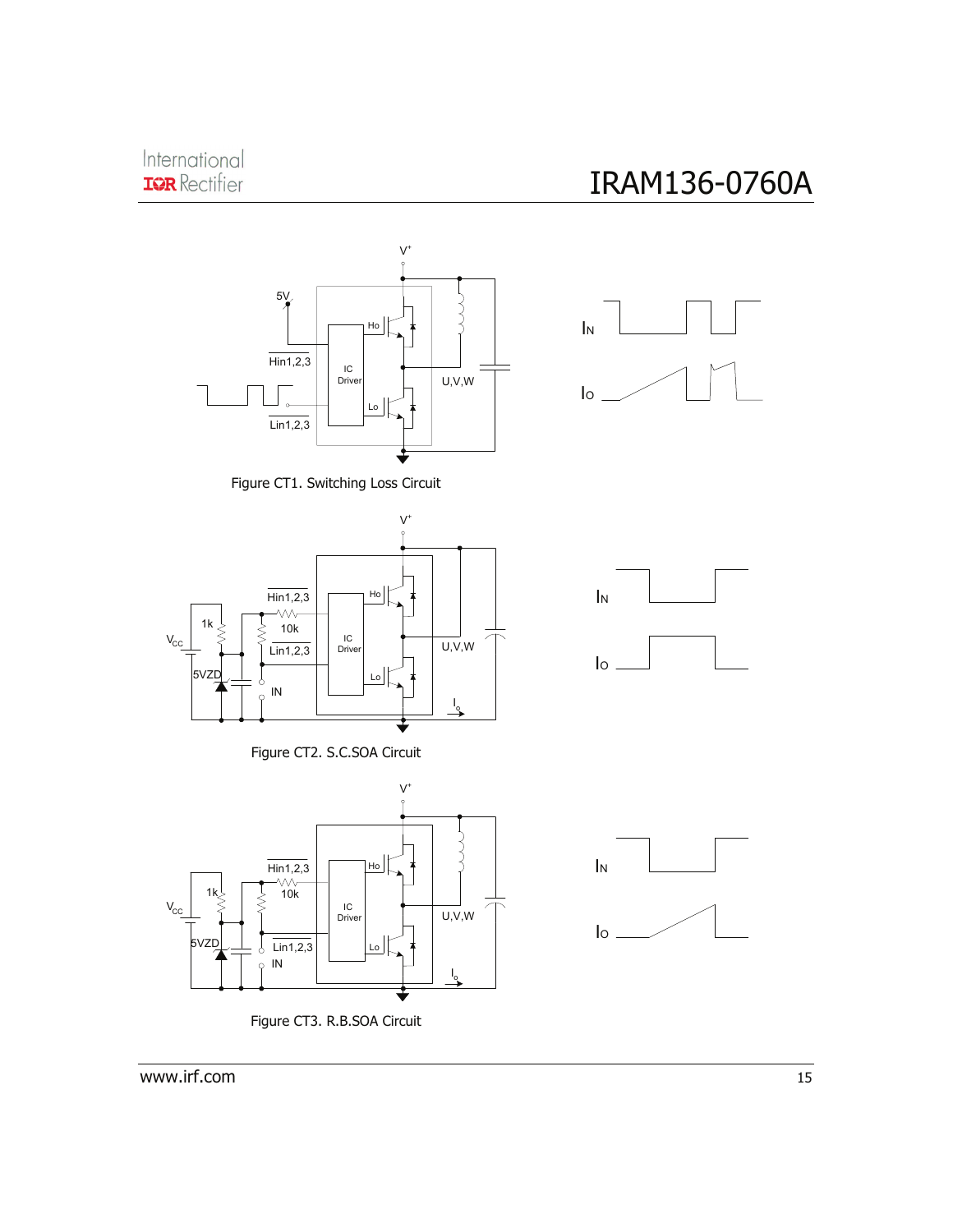Figure CT1. Switching Loss Circuit

Figure CT2. S.C.SOA Circuit

Figure CT3. R.B.SOA Circuit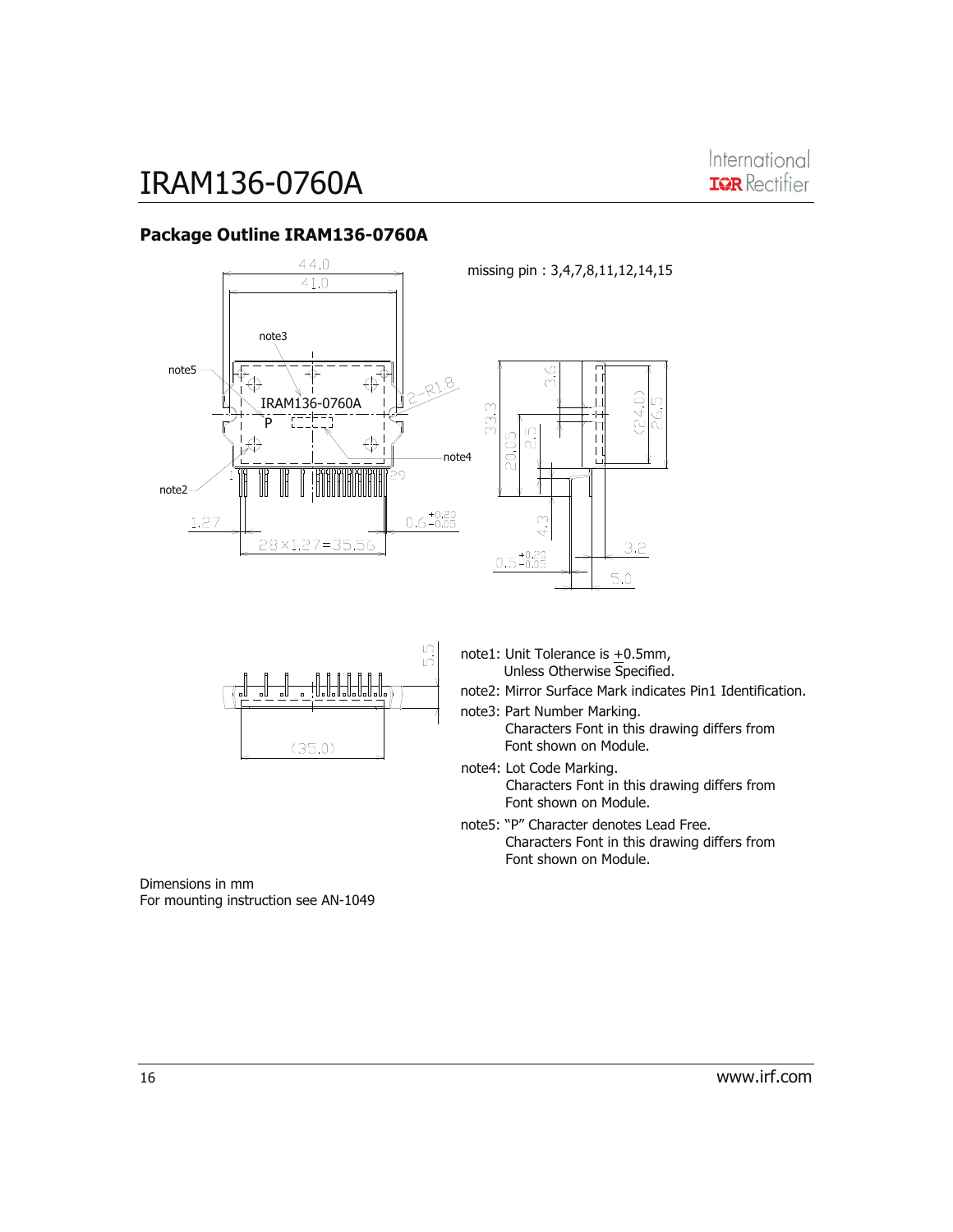## Package Outline IRAM136-0760A

missing pin : 3,4,7,8,11,12,14,15

note1: Unit Tolerance is ±0.5mm, Unless Otherwise Specified.

note2: Mirror Surface Mark indicates Pin1 Identification.

note3: Part Number Marking.
Characters Font in this drawing differs from Font shown on Module.

note4: Lot Code Marking.
Characters Font in this drawing differs from Font shown on Module.

note5: "P" Character denotes Lead Free.
Characters Font in this drawing differs from Font shown on Module.

Dimensions in mm
For mounting instruction see AN-1049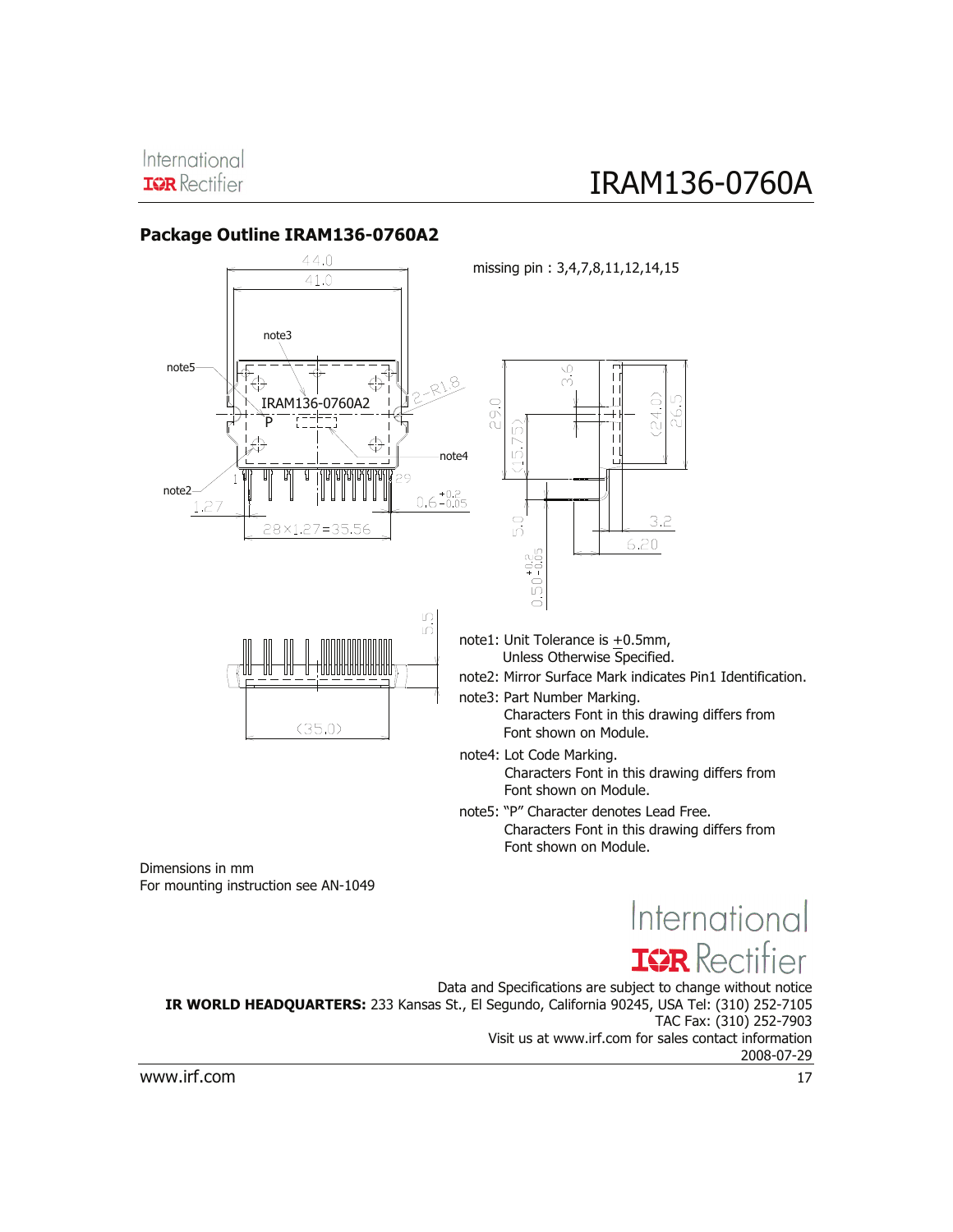## Package Outline IRAM136-0760A2

missing pin : 3,4,7,8,11,12,14,15

44.0

41.0

note3

note5

IRAM136-0760A2

P

2-R1.8

note4

1

29

note2

1.27

0.6 +0.2 -0.05

28×1.27=35.56

29.0

3.6

(24.0)

26.5

(15.75)

5.0

3.2

6.20

0.50 +0.2 -0.05

5.5

(35.0)

note1: Unit Tolerance is ±0.5mm, Unless Otherwise Specified.

note2: Mirror Surface Mark indicates Pin1 Identification.

note3: Part Number Marking. Characters Font in this drawing differs from Font shown on Module.

note4: Lot Code Marking. Characters Font in this drawing differs from Font shown on Module.

note5: "P" Character denotes Lead Free. Characters Font in this drawing differs from Font shown on Module.

Dimensions in mm

For mounting instruction see AN-1049

International IOR Rectifier

Data and Specifications are subject to change without notice

**IR WORLD HEADQUARTERS:** 233 Kansas St., El Segundo, California 90245, USA Tel: (310) 252-7105

TAC Fax: (310) 252-7903

Visit us at www.irf.com for sales contact information

2008-07-29